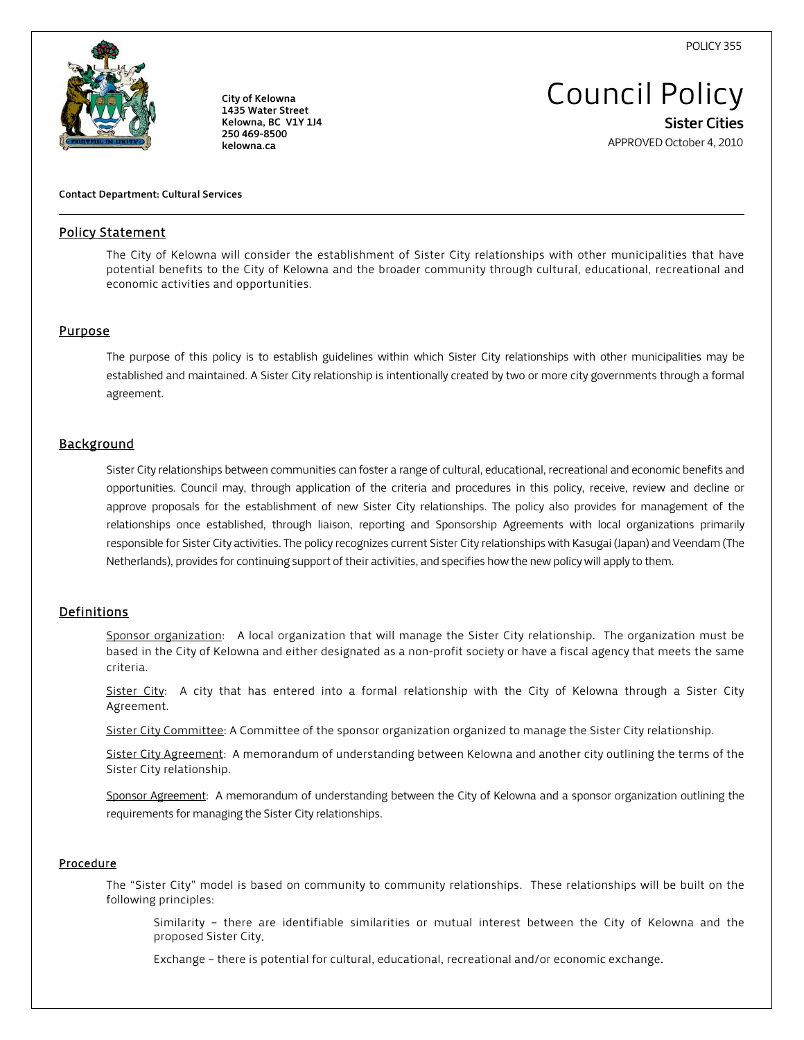POLICY 355

City of Kelowna
1435 Water Street
Kelowna, BC V1Y 1J4
250 469-8500
kelowna.ca

# Council Policy

**Sister Cities**

APPROVED October 4, 2010

**Contact Department: Cultural Services**

## Policy Statement

The City of Kelowna will consider the establishment of Sister City relationships with other municipalities that have potential benefits to the City of Kelowna and the broader community through cultural, educational, recreational and economic activities and opportunities.

## Purpose

The purpose of this policy is to establish guidelines within which Sister City relationships with other municipalities may be established and maintained. A Sister City relationship is intentionally created by two or more city governments through a formal agreement.

## Background

Sister City relationships between communities can foster a range of cultural, educational, recreational and economic benefits and opportunities. Council may, through application of the criteria and procedures in this policy, receive, review and decline or approve proposals for the establishment of new Sister City relationships. The policy also provides for management of the relationships once established, through liaison, reporting and Sponsorship Agreements with local organizations primarily responsible for Sister City activities. The policy recognizes current Sister City relationships with Kasugai (Japan) and Veendam (The Netherlands), provides for continuing support of their activities, and specifies how the new policy will apply to them.

## Definitions

Sponsor organization: A local organization that will manage the Sister City relationship. The organization must be based in the City of Kelowna and either designated as a non-profit society or have a fiscal agency that meets the same criteria.

Sister City: A city that has entered into a formal relationship with the City of Kelowna through a Sister City Agreement.

Sister City Committee: A Committee of the sponsor organization organized to manage the Sister City relationship.

Sister City Agreement: A memorandum of understanding between Kelowna and another city outlining the terms of the Sister City relationship.

Sponsor Agreement: A memorandum of understanding between the City of Kelowna and a sponsor organization outlining the requirements for managing the Sister City relationships.

## Procedure

The "Sister City" model is based on community to community relationships. These relationships will be built on the following principles:

Similarity – there are identifiable similarities or mutual interest between the City of Kelowna and the proposed Sister City.

Exchange – there is potential for cultural, educational, recreational and/or economic exchange.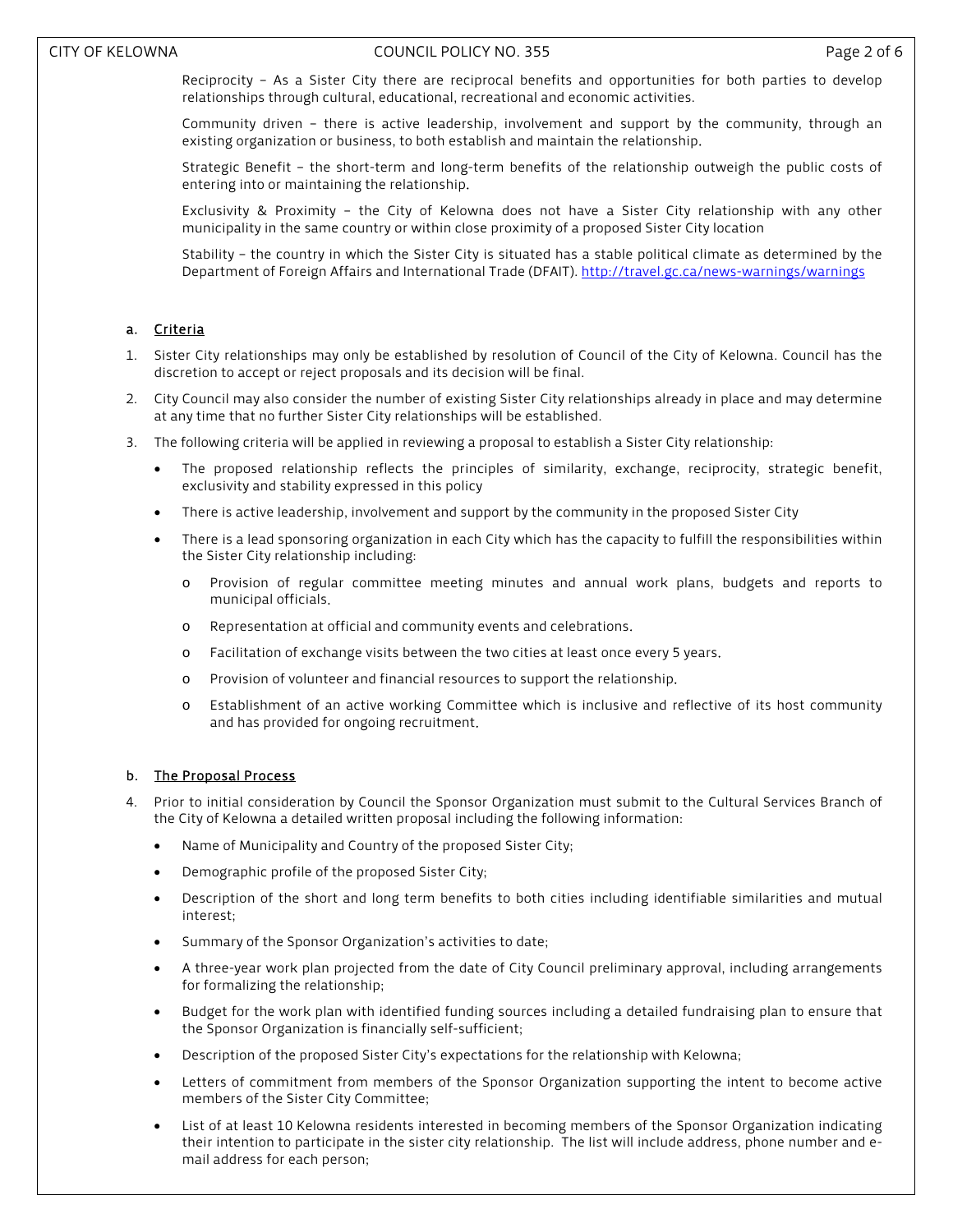Reciprocity – As a Sister City there are reciprocal benefits and opportunities for both parties to develop relationships through cultural, educational, recreational and economic activities.

Community driven – there is active leadership, involvement and support by the community, through an existing organization or business, to both establish and maintain the relationship.

Strategic Benefit – the short-term and long-term benefits of the relationship outweigh the public costs of entering into or maintaining the relationship.

Exclusivity & Proximity – the City of Kelowna does not have a Sister City relationship with any other municipality in the same country or within close proximity of a proposed Sister City location

Stability – the country in which the Sister City is situated has a stable political climate as determined by the Department of Foreign Affairs and International Trade (DFAIT). http://travel.gc.ca/news-warnings/warnings

### a. Criteria

1. Sister City relationships may only be established by resolution of Council of the City of Kelowna. Council has the discretion to accept or reject proposals and its decision will be final.
2. City Council may also consider the number of existing Sister City relationships already in place and may determine at any time that no further Sister City relationships will be established.
3. The following criteria will be applied in reviewing a proposal to establish a Sister City relationship:
   - The proposed relationship reflects the principles of similarity, exchange, reciprocity, strategic benefit, exclusivity and stability expressed in this policy
   - There is active leadership, involvement and support by the community in the proposed Sister City
   - There is a lead sponsoring organization in each City which has the capacity to fulfill the responsibilities within the Sister City relationship including:
     - Provision of regular committee meeting minutes and annual work plans, budgets and reports to municipal officials.
     - Representation at official and community events and celebrations.
     - Facilitation of exchange visits between the two cities at least once every 5 years.
     - Provision of volunteer and financial resources to support the relationship.
     - Establishment of an active working Committee which is inclusive and reflective of its host community and has provided for ongoing recruitment.

### b. The Proposal Process

4. Prior to initial consideration by Council the Sponsor Organization must submit to the Cultural Services Branch of the City of Kelowna a detailed written proposal including the following information:
   - Name of Municipality and Country of the proposed Sister City;
   - Demographic profile of the proposed Sister City;
   - Description of the short and long term benefits to both cities including identifiable similarities and mutual interest;
   - Summary of the Sponsor Organization's activities to date;
   - A three-year work plan projected from the date of City Council preliminary approval, including arrangements for formalizing the relationship;
   - Budget for the work plan with identified funding sources including a detailed fundraising plan to ensure that the Sponsor Organization is financially self-sufficient;
   - Description of the proposed Sister City's expectations for the relationship with Kelowna;
   - Letters of commitment from members of the Sponsor Organization supporting the intent to become active members of the Sister City Committee;
   - List of at least 10 Kelowna residents interested in becoming members of the Sponsor Organization indicating their intention to participate in the sister city relationship. The list will include address, phone number and e-mail address for each person;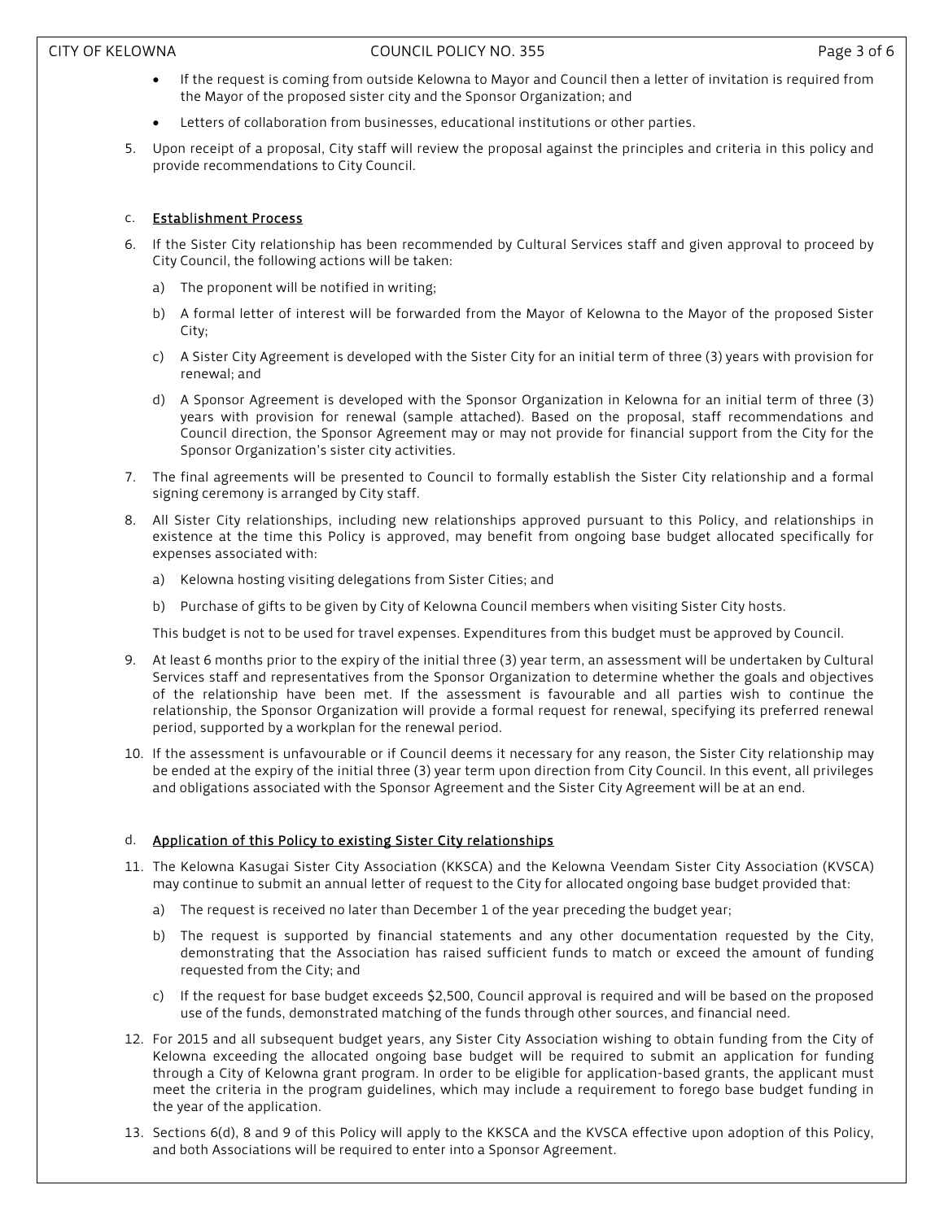- If the request is coming from outside Kelowna to Mayor and Council then a letter of invitation is required from the Mayor of the proposed sister city and the Sponsor Organization; and
- Letters of collaboration from businesses, educational institutions or other parties.

5. Upon receipt of a proposal, City staff will review the proposal against the principles and criteria in this policy and provide recommendations to City Council.

### c. Establishment Process

6. If the Sister City relationship has been recommended by Cultural Services staff and given approval to proceed by City Council, the following actions will be taken:
   a) The proponent will be notified in writing;
   b) A formal letter of interest will be forwarded from the Mayor of Kelowna to the Mayor of the proposed Sister City;
   c) A Sister City Agreement is developed with the Sister City for an initial term of three (3) years with provision for renewal; and
   d) A Sponsor Agreement is developed with the Sponsor Organization in Kelowna for an initial term of three (3) years with provision for renewal (sample attached). Based on the proposal, staff recommendations and Council direction, the Sponsor Agreement may or may not provide for financial support from the City for the Sponsor Organization's sister city activities.
7. The final agreements will be presented to Council to formally establish the Sister City relationship and a formal signing ceremony is arranged by City staff.
8. All Sister City relationships, including new relationships approved pursuant to this Policy, and relationships in existence at the time this Policy is approved, may benefit from ongoing base budget allocated specifically for expenses associated with:
   a) Kelowna hosting visiting delegations from Sister Cities; and
   b) Purchase of gifts to be given by City of Kelowna Council members when visiting Sister City hosts.

   This budget is not to be used for travel expenses. Expenditures from this budget must be approved by Council.
9. At least 6 months prior to the expiry of the initial three (3) year term, an assessment will be undertaken by Cultural Services staff and representatives from the Sponsor Organization to determine whether the goals and objectives of the relationship have been met. If the assessment is favourable and all parties wish to continue the relationship, the Sponsor Organization will provide a formal request for renewal, specifying its preferred renewal period, supported by a workplan for the renewal period.
10. If the assessment is unfavourable or if Council deems it necessary for any reason, the Sister City relationship may be ended at the expiry of the initial three (3) year term upon direction from City Council. In this event, all privileges and obligations associated with the Sponsor Agreement and the Sister City Agreement will be at an end.

### d. Application of this Policy to existing Sister City relationships

11. The Kelowna Kasugai Sister City Association (KKSCA) and the Kelowna Veendam Sister City Association (KVSCA) may continue to submit an annual letter of request to the City for allocated ongoing base budget provided that:
    a) The request is received no later than December 1 of the year preceding the budget year;
    b) The request is supported by financial statements and any other documentation requested by the City, demonstrating that the Association has raised sufficient funds to match or exceed the amount of funding requested from the City; and
    c) If the request for base budget exceeds $2,500, Council approval is required and will be based on the proposed use of the funds, demonstrated matching of the funds through other sources, and financial need.
12. For 2015 and all subsequent budget years, any Sister City Association wishing to obtain funding from the City of Kelowna exceeding the allocated ongoing base budget will be required to submit an application for funding through a City of Kelowna grant program. In order to be eligible for application-based grants, the applicant must meet the criteria in the program guidelines, which may include a requirement to forego base budget funding in the year of the application.
13. Sections 6(d), 8 and 9 of this Policy will apply to the KKSCA and the KVSCA effective upon adoption of this Policy, and both Associations will be required to enter into a Sponsor Agreement.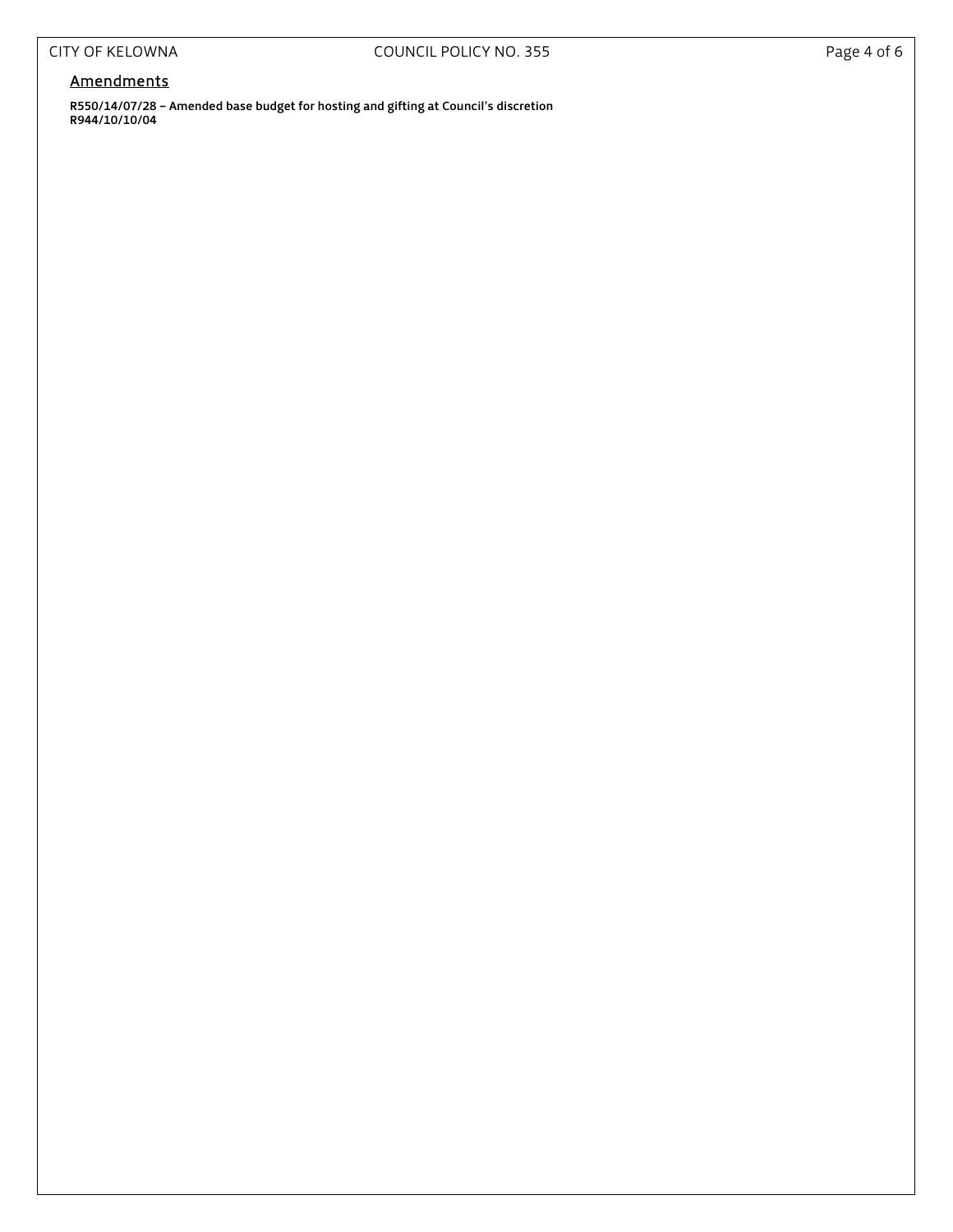## Amendments

**R550/14/07/28 – Amended base budget for hosting and gifting at Council's discretion**
**R944/10/10/04**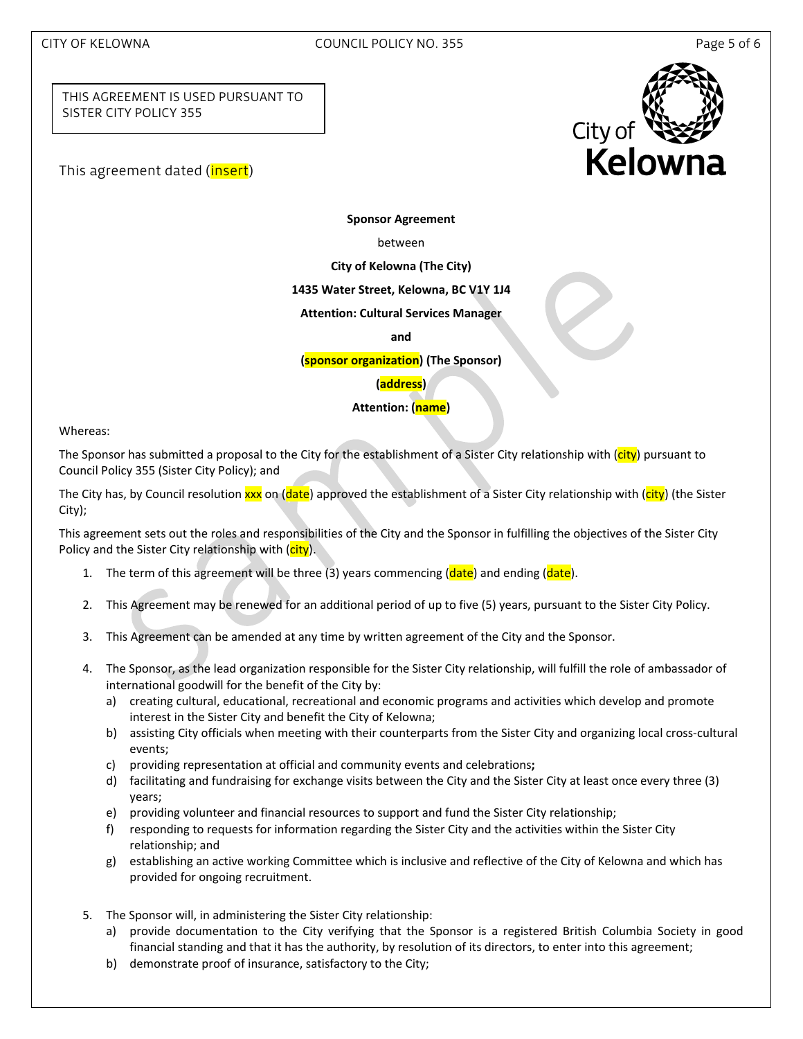THIS AGREEMENT IS USED PURSUANT TO SISTER CITY POLICY 355

This agreement dated (insert)

**Sponsor Agreement**

between

**City of Kelowna (The City)**

**1435 Water Street, Kelowna, BC V1Y 1J4**

**Attention: Cultural Services Manager**

**and**

**(sponsor organization) (The Sponsor)**

**(address)**

**Attention: (name)**

Whereas:

The Sponsor has submitted a proposal to the City for the establishment of a Sister City relationship with (city) pursuant to Council Policy 355 (Sister City Policy); and

The City has, by Council resolution xxx on (date) approved the establishment of a Sister City relationship with (city) (the Sister City);

This agreement sets out the roles and responsibilities of the City and the Sponsor in fulfilling the objectives of the Sister City Policy and the Sister City relationship with (city).

1. The term of this agreement will be three (3) years commencing (date) and ending (date).

2. This Agreement may be renewed for an additional period of up to five (5) years, pursuant to the Sister City Policy.

3. This Agreement can be amended at any time by written agreement of the City and the Sponsor.

4. The Sponsor, as the lead organization responsible for the Sister City relationship, will fulfill the role of ambassador of international goodwill for the benefit of the City by:
   a) creating cultural, educational, recreational and economic programs and activities which develop and promote interest in the Sister City and benefit the City of Kelowna;
   b) assisting City officials when meeting with their counterparts from the Sister City and organizing local cross-cultural events;
   c) providing representation at official and community events and celebrations;
   d) facilitating and fundraising for exchange visits between the City and the Sister City at least once every three (3) years;
   e) providing volunteer and financial resources to support and fund the Sister City relationship;
   f) responding to requests for information regarding the Sister City and the activities within the Sister City relationship; and
   g) establishing an active working Committee which is inclusive and reflective of the City of Kelowna and which has provided for ongoing recruitment.

5. The Sponsor will, in administering the Sister City relationship:
   a) provide documentation to the City verifying that the Sponsor is a registered British Columbia Society in good financial standing and that it has the authority, by resolution of its directors, to enter into this agreement;
   b) demonstrate proof of insurance, satisfactory to the City;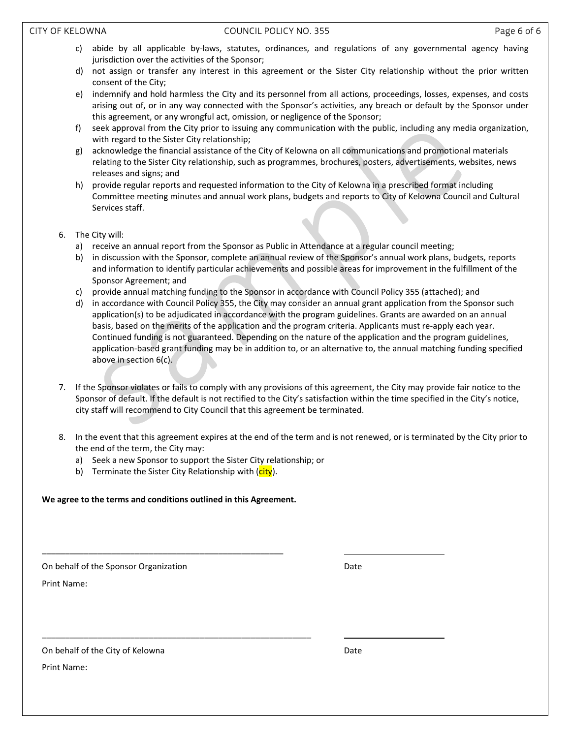c) abide by all applicable by-laws, statutes, ordinances, and regulations of any governmental agency having jurisdiction over the activities of the Sponsor;
d) not assign or transfer any interest in this agreement or the Sister City relationship without the prior written consent of the City;
e) indemnify and hold harmless the City and its personnel from all actions, proceedings, losses, expenses, and costs arising out of, or in any way connected with the Sponsor's activities, any breach or default by the Sponsor under this agreement, or any wrongful act, omission, or negligence of the Sponsor;
f) seek approval from the City prior to issuing any communication with the public, including any media organization, with regard to the Sister City relationship;
g) acknowledge the financial assistance of the City of Kelowna on all communications and promotional materials relating to the Sister City relationship, such as programmes, brochures, posters, advertisements, websites, news releases and signs; and
h) provide regular reports and requested information to the City of Kelowna in a prescribed format including Committee meeting minutes and annual work plans, budgets and reports to City of Kelowna Council and Cultural Services staff.

6. The City will:
   a) receive an annual report from the Sponsor as Public in Attendance at a regular council meeting;
   b) in discussion with the Sponsor, complete an annual review of the Sponsor's annual work plans, budgets, reports and information to identify particular achievements and possible areas for improvement in the fulfillment of the Sponsor Agreement; and
   c) provide annual matching funding to the Sponsor in accordance with Council Policy 355 (attached); and
   d) in accordance with Council Policy 355, the City may consider an annual grant application from the Sponsor such application(s) to be adjudicated in accordance with the program guidelines. Grants are awarded on an annual basis, based on the merits of the application and the program criteria. Applicants must re-apply each year. Continued funding is not guaranteed. Depending on the nature of the application and the program guidelines, application-based grant funding may be in addition to, or an alternative to, the annual matching funding specified above in section 6(c).

7. If the Sponsor violates or fails to comply with any provisions of this agreement, the City may provide fair notice to the Sponsor of default. If the default is not rectified to the City's satisfaction within the time specified in the City's notice, city staff will recommend to City Council that this agreement be terminated.

8. In the event that this agreement expires at the end of the term and is not renewed, or is terminated by the City prior to the end of the term, the City may:
   a) Seek a new Sponsor to support the Sister City relationship; or
   b) Terminate the Sister City Relationship with (city).

**We agree to the terms and conditions outlined in this Agreement.**

\_\_\_\_\_\_\_\_\_\_\_\_\_\_\_\_\_\_\_\_\_\_\_\_\_\_\_\_\_\_\_\_\_\_\_\_\_\_\_\_\_\_\_\_ \_\_\_\_\_\_\_\_\_\_\_\_\_\_\_\_\_\_\_\_

On behalf of the Sponsor Organization Date

Print Name:

\_\_\_\_\_\_\_\_\_\_\_\_\_\_\_\_\_\_\_\_\_\_\_\_\_\_\_\_\_\_\_\_\_\_\_\_\_\_\_\_\_\_\_\_ \_\_\_\_\_\_\_\_\_\_\_\_\_\_\_\_\_\_\_\_

On behalf of the City of Kelowna Date

Print Name: